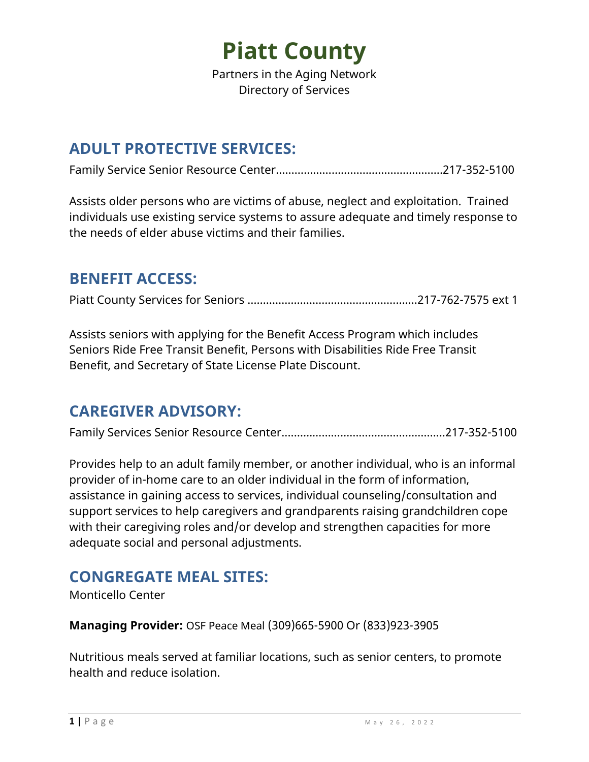# Piatt County

Partners in the Aging Network
Directory of Services

## ADULT PROTECTIVE SERVICES:

Family Service Senior Resource Center.....................................................217-352-5100

Assists older persons who are victims of abuse, neglect and exploitation. Trained individuals use existing service systems to assure adequate and timely response to the needs of elder abuse victims and their families.

## BENEFIT ACCESS:

Piatt County Services for Seniors ......................................................217-762-7575 ext 1

Assists seniors with applying for the Benefit Access Program which includes Seniors Ride Free Transit Benefit, Persons with Disabilities Ride Free Transit Benefit, and Secretary of State License Plate Discount.

## CAREGIVER ADVISORY:

Family Services Senior Resource Center....................................................217-352-5100

Provides help to an adult family member, or another individual, who is an informal provider of in-home care to an older individual in the form of information, assistance in gaining access to services, individual counseling/consultation and support services to help caregivers and grandparents raising grandchildren cope with their caregiving roles and/or develop and strengthen capacities for more adequate social and personal adjustments.

## CONGREGATE MEAL SITES:

Monticello Center

**Managing Provider:** OSF Peace Meal (309)665-5900 Or (833)923-3905

Nutritious meals served at familiar locations, such as senior centers, to promote health and reduce isolation.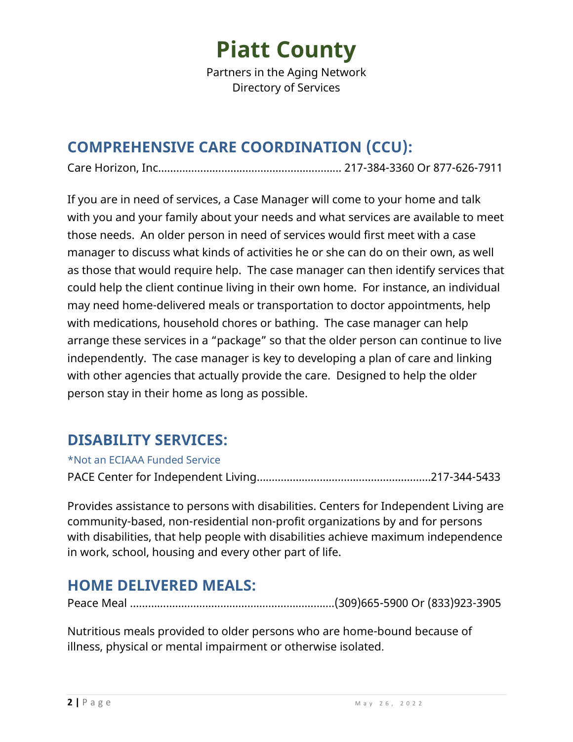# Piatt County

Partners in the Aging Network
Directory of Services

## COMPREHENSIVE CARE COORDINATION (CCU):

Care Horizon, Inc.......................................................... 217-384-3360 Or 877-626-7911

If you are in need of services, a Case Manager will come to your home and talk with you and your family about your needs and what services are available to meet those needs. An older person in need of services would first meet with a case manager to discuss what kinds of activities he or she can do on their own, as well as those that would require help. The case manager can then identify services that could help the client continue living in their own home. For instance, an individual may need home-delivered meals or transportation to doctor appointments, help with medications, household chores or bathing. The case manager can help arrange these services in a "package" so that the older person can continue to live independently. The case manager is key to developing a plan of care and linking with other agencies that actually provide the care. Designed to help the older person stay in their home as long as possible.

## DISABILITY SERVICES:

*Not an ECIAAA Funded Service

PACE Center for Independent Living........................................................217-344-5433

Provides assistance to persons with disabilities. Centers for Independent Living are community-based, non-residential non-profit organizations by and for persons with disabilities, that help people with disabilities achieve maximum independence in work, school, housing and every other part of life.

## HOME DELIVERED MEALS:

Peace Meal ..................................................................(309)665-5900 Or (833)923-3905

Nutritious meals provided to older persons who are home-bound because of illness, physical or mental impairment or otherwise isolated.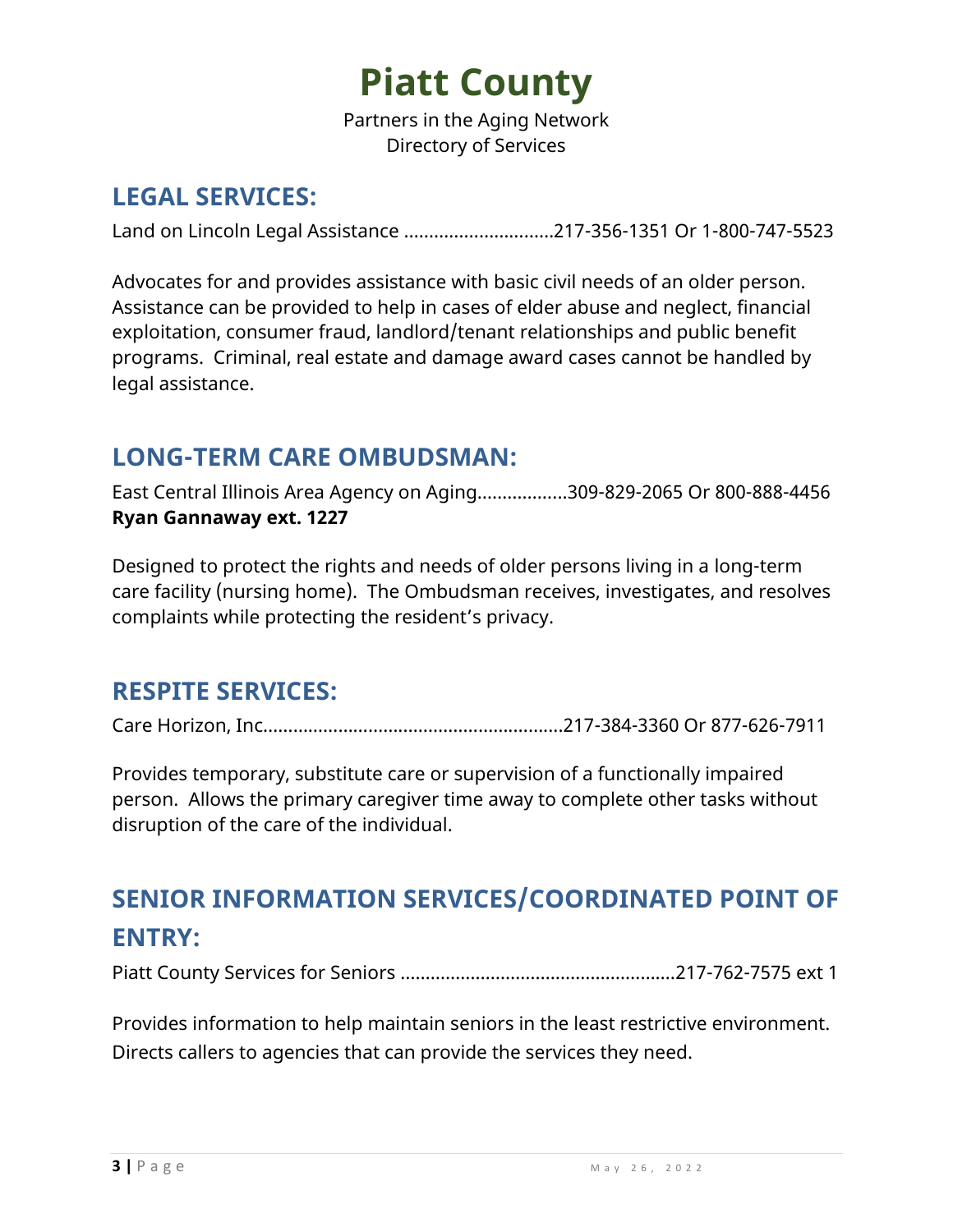# Piatt County

Partners in the Aging Network
Directory of Services

## LEGAL SERVICES:

Land on Lincoln Legal Assistance ..............................217-356-1351 Or 1-800-747-5523

Advocates for and provides assistance with basic civil needs of an older person. Assistance can be provided to help in cases of elder abuse and neglect, financial exploitation, consumer fraud, landlord/tenant relationships and public benefit programs. Criminal, real estate and damage award cases cannot be handled by legal assistance.

## LONG-TERM CARE OMBUDSMAN:

East Central Illinois Area Agency on Aging..................309-829-2065 Or 800-888-4456
**Ryan Gannaway ext. 1227**

Designed to protect the rights and needs of older persons living in a long-term care facility (nursing home). The Ombudsman receives, investigates, and resolves complaints while protecting the resident's privacy.

## RESPITE SERVICES:

Care Horizon, Inc...........................................................217-384-3360 Or 877-626-7911

Provides temporary, substitute care or supervision of a functionally impaired person. Allows the primary caregiver time away to complete other tasks without disruption of the care of the individual.

## SENIOR INFORMATION SERVICES/COORDINATED POINT OF ENTRY:

Piatt County Services for Seniors .......................................................217-762-7575 ext 1

Provides information to help maintain seniors in the least restrictive environment. Directs callers to agencies that can provide the services they need.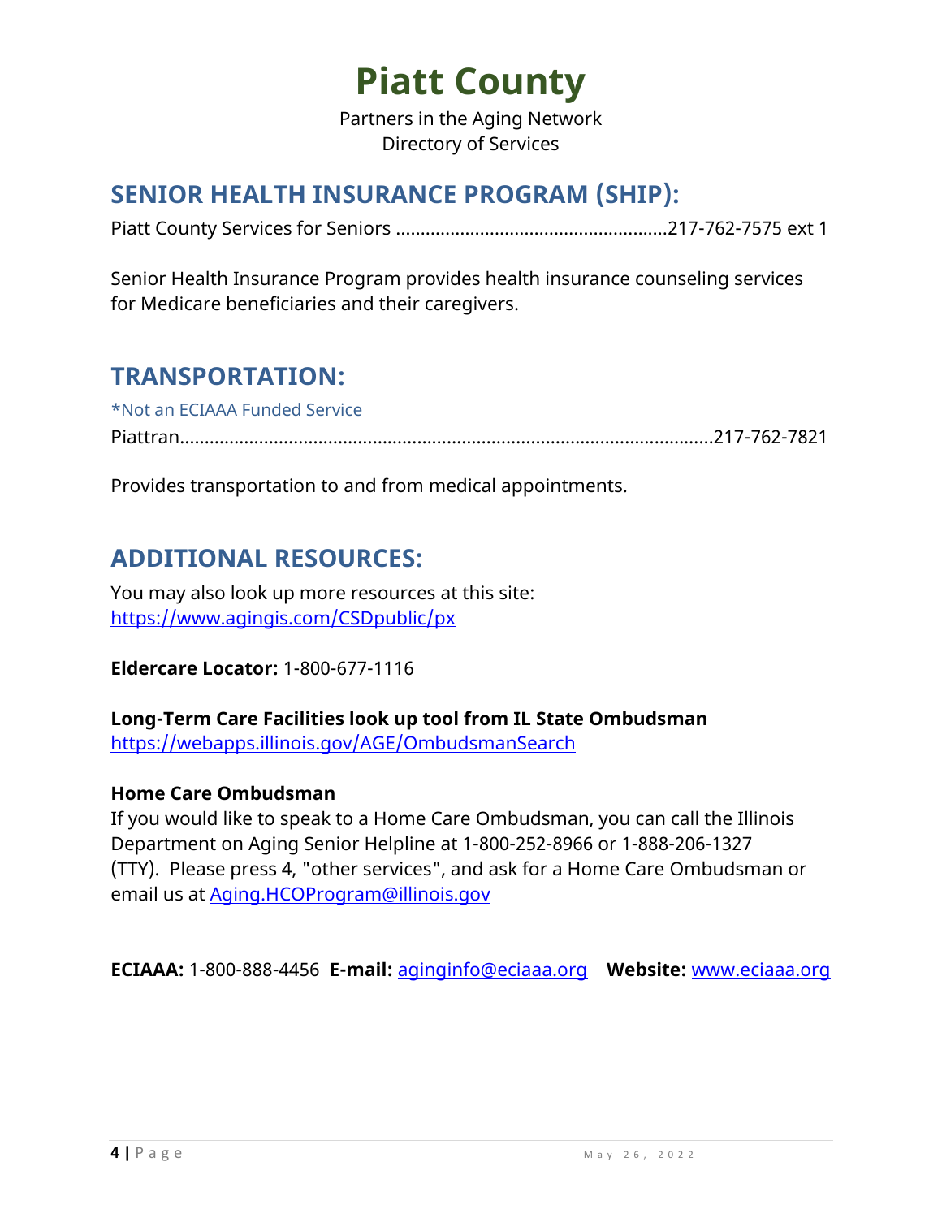# Piatt County

Partners in the Aging Network
Directory of Services

## SENIOR HEALTH INSURANCE PROGRAM (SHIP):

Piatt County Services for Seniors ......................................................217-762-7575 ext 1

Senior Health Insurance Program provides health insurance counseling services for Medicare beneficiaries and their caregivers.

## TRANSPORTATION:

*Not an ECIAAA Funded Service

Piattran..........................................................................................................217-762-7821

Provides transportation to and from medical appointments.

## ADDITIONAL RESOURCES:

You may also look up more resources at this site:
[https://www.agingis.com/CSDpublic/px](https://www.agingis.com/CSDpublic/px)

**Eldercare Locator:** 1-800-677-1116

**Long-Term Care Facilities look up tool from IL State Ombudsman**
[https://webapps.illinois.gov/AGE/OmbudsmanSearch](https://webapps.illinois.gov/AGE/OmbudsmanSearch)

**Home Care Ombudsman**
If you would like to speak to a Home Care Ombudsman, you can call the Illinois Department on Aging Senior Helpline at 1-800-252-8966 or 1-888-206-1327 (TTY). Please press 4, "other services", and ask for a Home Care Ombudsman or email us at [Aging.HCOProgram@illinois.gov](mailto:Aging.HCOProgram@illinois.gov)

**ECIAAA:** 1-800-888-4456 **E-mail:** [aginginfo@eciaaa.org](mailto:aginginfo@eciaaa.org) **Website:** [www.eciaaa.org](http://www.eciaaa.org)